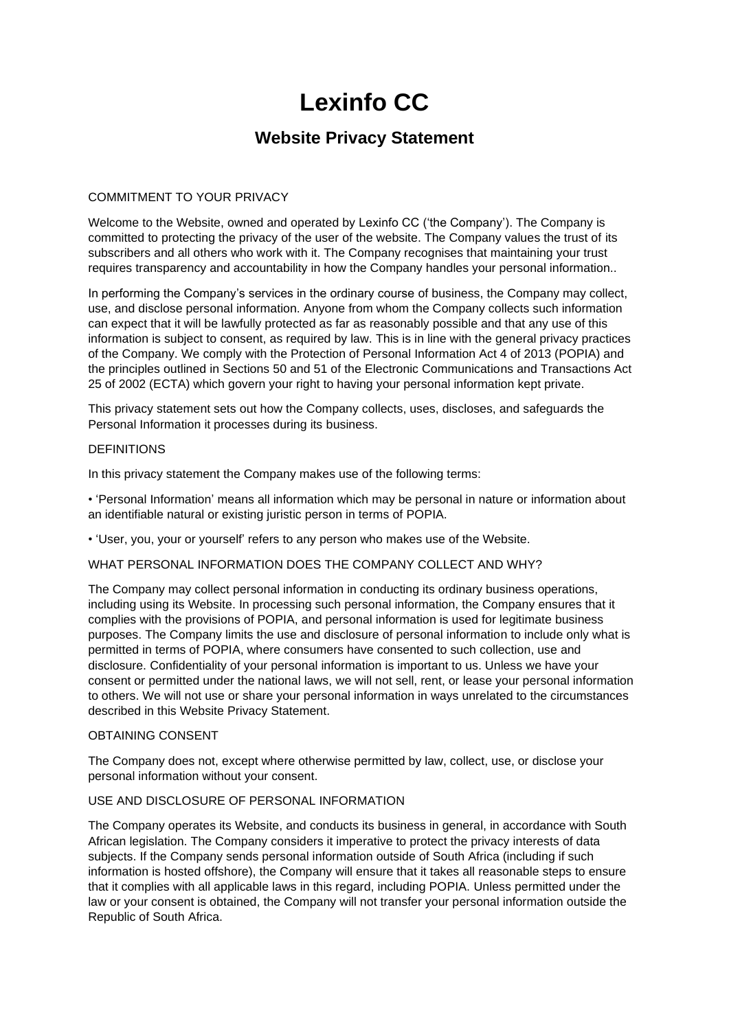# Lexinfo CC

## Website Privacy Statement

COMMITMENT TO YOUR PRIVACY

Welcome to the Website, owned and operated by Lexinfo CC ('the Company'). The Company is committed to protecting the privacy of the user of the website. The Company values the trust of its subscribers and all others who work with it. The Company recognises that maintaining your trust requires transparency and accountability in how the Company handles your personal information..

In performing the Company's services in the ordinary course of business, the Company may collect, use, and disclose personal information. Anyone from whom the Company collects such information can expect that it will be lawfully protected as far as reasonably possible and that any use of this information is subject to consent, as required by law. This is in line with the general privacy practices of the Company. We comply with the Protection of Personal Information Act 4 of 2013 (POPIA) and the principles outlined in Sections 50 and 51 of the Electronic Communications and Transactions Act 25 of 2002 (ECTA) which govern your right to having your personal information kept private.

This privacy statement sets out how the Company collects, uses, discloses, and safeguards the Personal Information it processes during its business.

DEFINITIONS

In this privacy statement the Company makes use of the following terms:

- 'Personal Information' means all information which may be personal in nature or information about an identifiable natural or existing juristic person in terms of POPIA.
- 'User, you, your or yourself' refers to any person who makes use of the Website.

WHAT PERSONAL INFORMATION DOES THE COMPANY COLLECT AND WHY?

The Company may collect personal information in conducting its ordinary business operations, including using its Website. In processing such personal information, the Company ensures that it complies with the provisions of POPIA, and personal information is used for legitimate business purposes. The Company limits the use and disclosure of personal information to include only what is permitted in terms of POPIA, where consumers have consented to such collection, use and disclosure. Confidentiality of your personal information is important to us. Unless we have your consent or permitted under the national laws, we will not sell, rent, or lease your personal information to others. We will not use or share your personal information in ways unrelated to the circumstances described in this Website Privacy Statement.

OBTAINING CONSENT

The Company does not, except where otherwise permitted by law, collect, use, or disclose your personal information without your consent.

USE AND DISCLOSURE OF PERSONAL INFORMATION

The Company operates its Website, and conducts its business in general, in accordance with South African legislation. The Company considers it imperative to protect the privacy interests of data subjects. If the Company sends personal information outside of South Africa (including if such information is hosted offshore), the Company will ensure that it takes all reasonable steps to ensure that it complies with all applicable laws in this regard, including POPIA. Unless permitted under the law or your consent is obtained, the Company will not transfer your personal information outside the Republic of South Africa.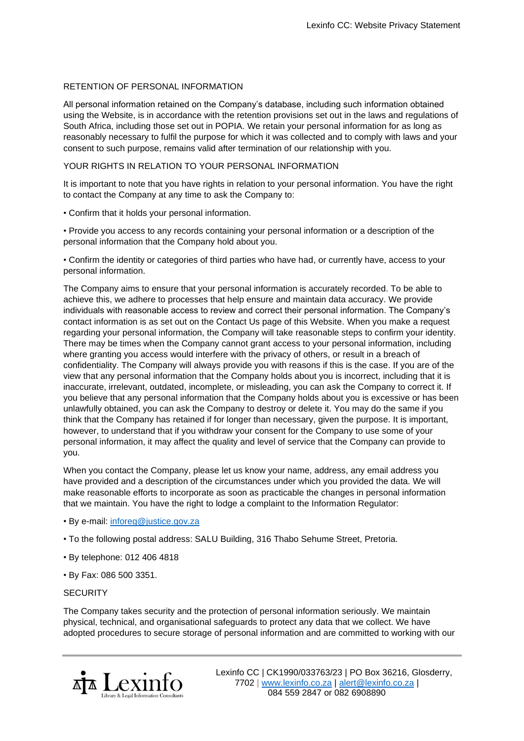## RETENTION OF PERSONAL INFORMATION

All personal information retained on the Company's database, including such information obtained using the Website, is in accordance with the retention provisions set out in the laws and regulations of South Africa, including those set out in POPIA. We retain your personal information for as long as reasonably necessary to fulfil the purpose for which it was collected and to comply with laws and your consent to such purpose, remains valid after termination of our relationship with you.

## YOUR RIGHTS IN RELATION TO YOUR PERSONAL INFORMATION

It is important to note that you have rights in relation to your personal information. You have the right to contact the Company at any time to ask the Company to:

- Confirm that it holds your personal information.
- Provide you access to any records containing your personal information or a description of the personal information that the Company hold about you.
- Confirm the identity or categories of third parties who have had, or currently have, access to your personal information.

The Company aims to ensure that your personal information is accurately recorded. To be able to achieve this, we adhere to processes that help ensure and maintain data accuracy. We provide individuals with reasonable access to review and correct their personal information. The Company's contact information is as set out on the Contact Us page of this Website. When you make a request regarding your personal information, the Company will take reasonable steps to confirm your identity. There may be times when the Company cannot grant access to your personal information, including where granting you access would interfere with the privacy of others, or result in a breach of confidentiality. The Company will always provide you with reasons if this is the case. If you are of the view that any personal information that the Company holds about you is incorrect, including that it is inaccurate, irrelevant, outdated, incomplete, or misleading, you can ask the Company to correct it. If you believe that any personal information that the Company holds about you is excessive or has been unlawfully obtained, you can ask the Company to destroy or delete it. You may do the same if you think that the Company has retained if for longer than necessary, given the purpose. It is important, however, to understand that if you withdraw your consent for the Company to use some of your personal information, it may affect the quality and level of service that the Company can provide to you.

When you contact the Company, please let us know your name, address, any email address you have provided and a description of the circumstances under which you provided the data. We will make reasonable efforts to incorporate as soon as practicable the changes in personal information that we maintain. You have the right to lodge a complaint to the Information Regulator:

- By e-mail: inforeg@justice.gov.za
- To the following postal address: SALU Building, 316 Thabo Sehume Street, Pretoria.
- By telephone: 012 406 4818
- By Fax: 086 500 3351.

## SECURITY

The Company takes security and the protection of personal information seriously. We maintain physical, technical, and organisational safeguards to protect any data that we collect. We have adopted procedures to secure storage of personal information and are committed to working with our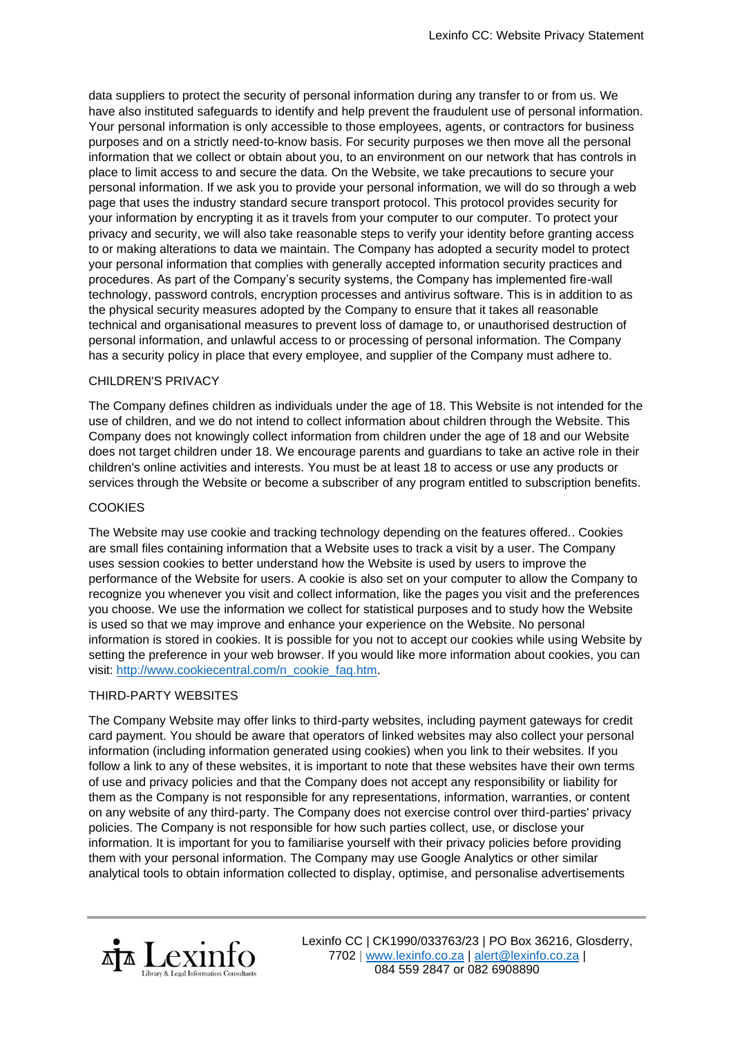data suppliers to protect the security of personal information during any transfer to or from us. We have also instituted safeguards to identify and help prevent the fraudulent use of personal information. Your personal information is only accessible to those employees, agents, or contractors for business purposes and on a strictly need-to-know basis. For security purposes we then move all the personal information that we collect or obtain about you, to an environment on our network that has controls in place to limit access to and secure the data. On the Website, we take precautions to secure your personal information. If we ask you to provide your personal information, we will do so through a web page that uses the industry standard secure transport protocol. This protocol provides security for your information by encrypting it as it travels from your computer to our computer. To protect your privacy and security, we will also take reasonable steps to verify your identity before granting access to or making alterations to data we maintain. The Company has adopted a security model to protect your personal information that complies with generally accepted information security practices and procedures. As part of the Company's security systems, the Company has implemented fire-wall technology, password controls, encryption processes and antivirus software. This is in addition to as the physical security measures adopted by the Company to ensure that it takes all reasonable technical and organisational measures to prevent loss of damage to, or unauthorised destruction of personal information, and unlawful access to or processing of personal information. The Company has a security policy in place that every employee, and supplier of the Company must adhere to.

## CHILDREN'S PRIVACY

The Company defines children as individuals under the age of 18. This Website is not intended for the use of children, and we do not intend to collect information about children through the Website. This Company does not knowingly collect information from children under the age of 18 and our Website does not target children under 18. We encourage parents and guardians to take an active role in their children's online activities and interests. You must be at least 18 to access or use any products or services through the Website or become a subscriber of any program entitled to subscription benefits.

## COOKIES

The Website may use cookie and tracking technology depending on the features offered.. Cookies are small files containing information that a Website uses to track a visit by a user. The Company uses session cookies to better understand how the Website is used by users to improve the performance of the Website for users. A cookie is also set on your computer to allow the Company to recognize you whenever you visit and collect information, like the pages you visit and the preferences you choose. We use the information we collect for statistical purposes and to study how the Website is used so that we may improve and enhance your experience on the Website. No personal information is stored in cookies. It is possible for you not to accept our cookies while using Website by setting the preference in your web browser. If you would like more information about cookies, you can visit: http://www.cookiecentral.com/n_cookie_faq.htm.

## THIRD-PARTY WEBSITES

The Company Website may offer links to third-party websites, including payment gateways for credit card payment. You should be aware that operators of linked websites may also collect your personal information (including information generated using cookies) when you link to their websites. If you follow a link to any of these websites, it is important to note that these websites have their own terms of use and privacy policies and that the Company does not accept any responsibility or liability for them as the Company is not responsible for any representations, information, warranties, or content on any website of any third-party. The Company does not exercise control over third-parties' privacy policies. The Company is not responsible for how such parties collect, use, or disclose your information. It is important for you to familiarise yourself with their privacy policies before providing them with your personal information. The Company may use Google Analytics or other similar analytical tools to obtain information collected to display, optimise, and personalise advertisements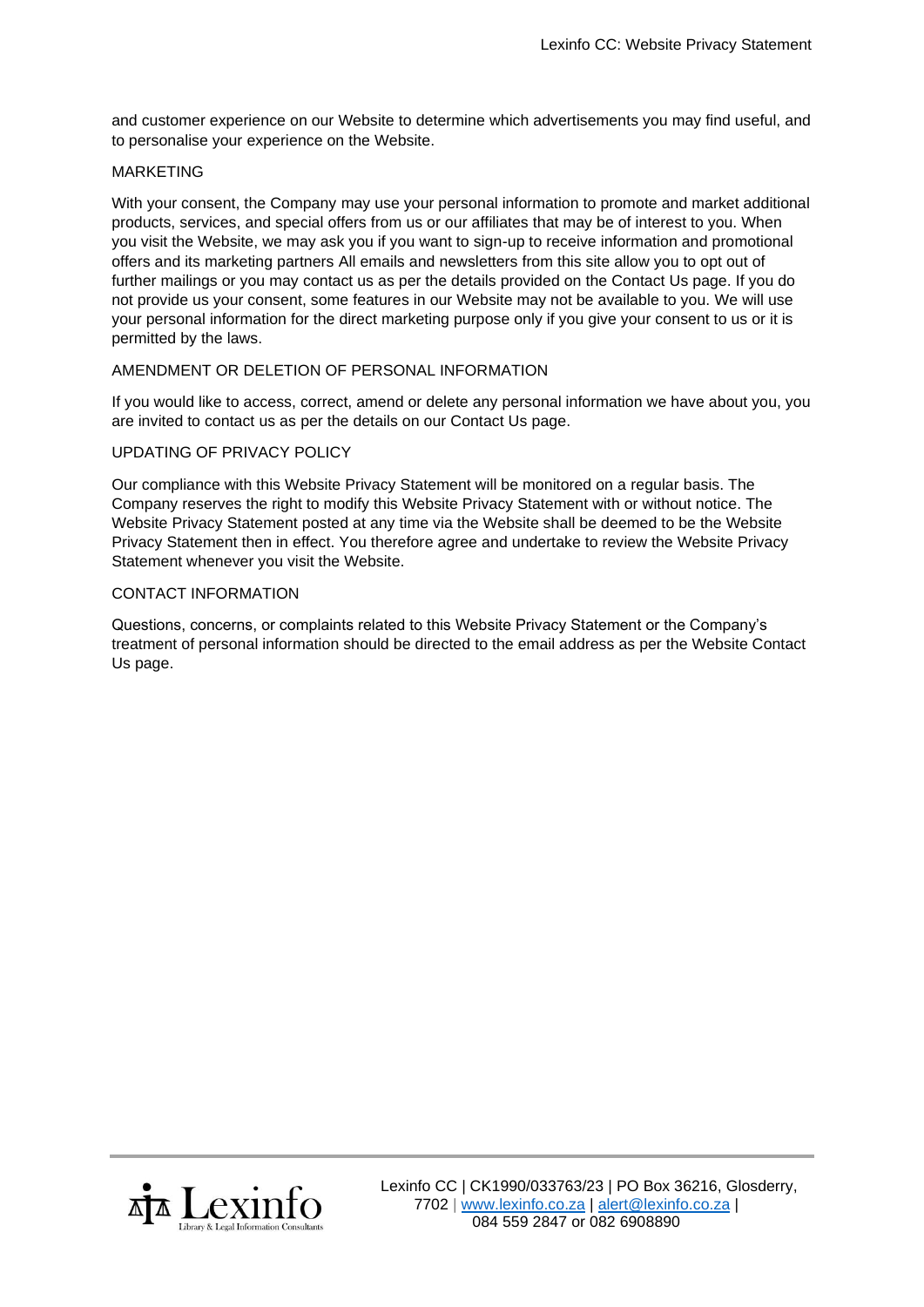and customer experience on our Website to determine which advertisements you may find useful, and to personalise your experience on the Website.

MARKETING

With your consent, the Company may use your personal information to promote and market additional products, services, and special offers from us or our affiliates that may be of interest to you. When you visit the Website, we may ask you if you want to sign-up to receive information and promotional offers and its marketing partners All emails and newsletters from this site allow you to opt out of further mailings or you may contact us as per the details provided on the Contact Us page. If you do not provide us your consent, some features in our Website may not be available to you. We will use your personal information for the direct marketing purpose only if you give your consent to us or it is permitted by the laws.

AMENDMENT OR DELETION OF PERSONAL INFORMATION

If you would like to access, correct, amend or delete any personal information we have about you, you are invited to contact us as per the details on our Contact Us page.

UPDATING OF PRIVACY POLICY

Our compliance with this Website Privacy Statement will be monitored on a regular basis. The Company reserves the right to modify this Website Privacy Statement with or without notice. The Website Privacy Statement posted at any time via the Website shall be deemed to be the Website Privacy Statement then in effect. You therefore agree and undertake to review the Website Privacy Statement whenever you visit the Website.

CONTACT INFORMATION

Questions, concerns, or complaints related to this Website Privacy Statement or the Company's treatment of personal information should be directed to the email address as per the Website Contact Us page.